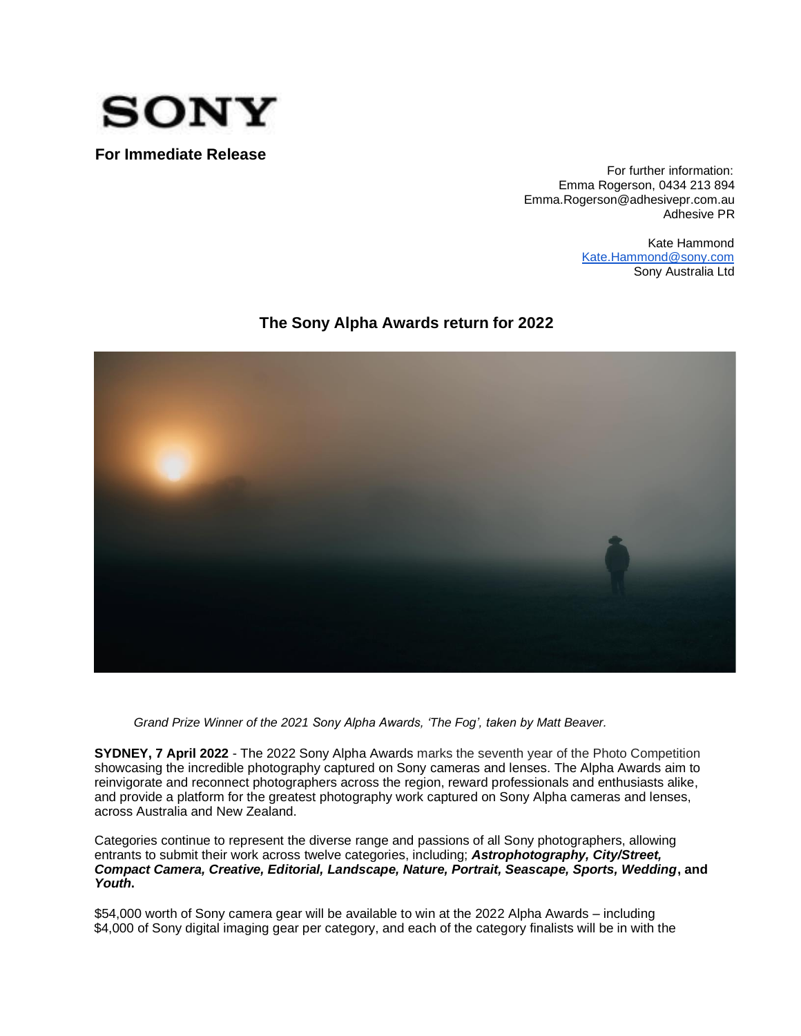SONY

**For Immediate Release**

For further information:
Emma Rogerson, 0434 213 894
Emma.Rogerson@adhesivepr.com.au
Adhesive PR

Kate Hammond
Kate.Hammond@sony.com
Sony Australia Ltd

## The Sony Alpha Awards return for 2022

*Grand Prize Winner of the 2021 Sony Alpha Awards, 'The Fog', taken by Matt Beaver.*

**SYDNEY, 7 April 2022** - The 2022 Sony Alpha Awards marks the seventh year of the Photo Competition showcasing the incredible photography captured on Sony cameras and lenses. The Alpha Awards aim to reinvigorate and reconnect photographers across the region, reward professionals and enthusiasts alike, and provide a platform for the greatest photography work captured on Sony Alpha cameras and lenses, across Australia and New Zealand.

Categories continue to represent the diverse range and passions of all Sony photographers, allowing entrants to submit their work across twelve categories, including; ***Astrophotography, City/Street, Compact Camera, Creative, Editorial, Landscape, Nature, Portrait, Seascape, Sports, Wedding*, and *Youth*.**

$54,000 worth of Sony camera gear will be available to win at the 2022 Alpha Awards – including $4,000 of Sony digital imaging gear per category, and each of the category finalists will be in with the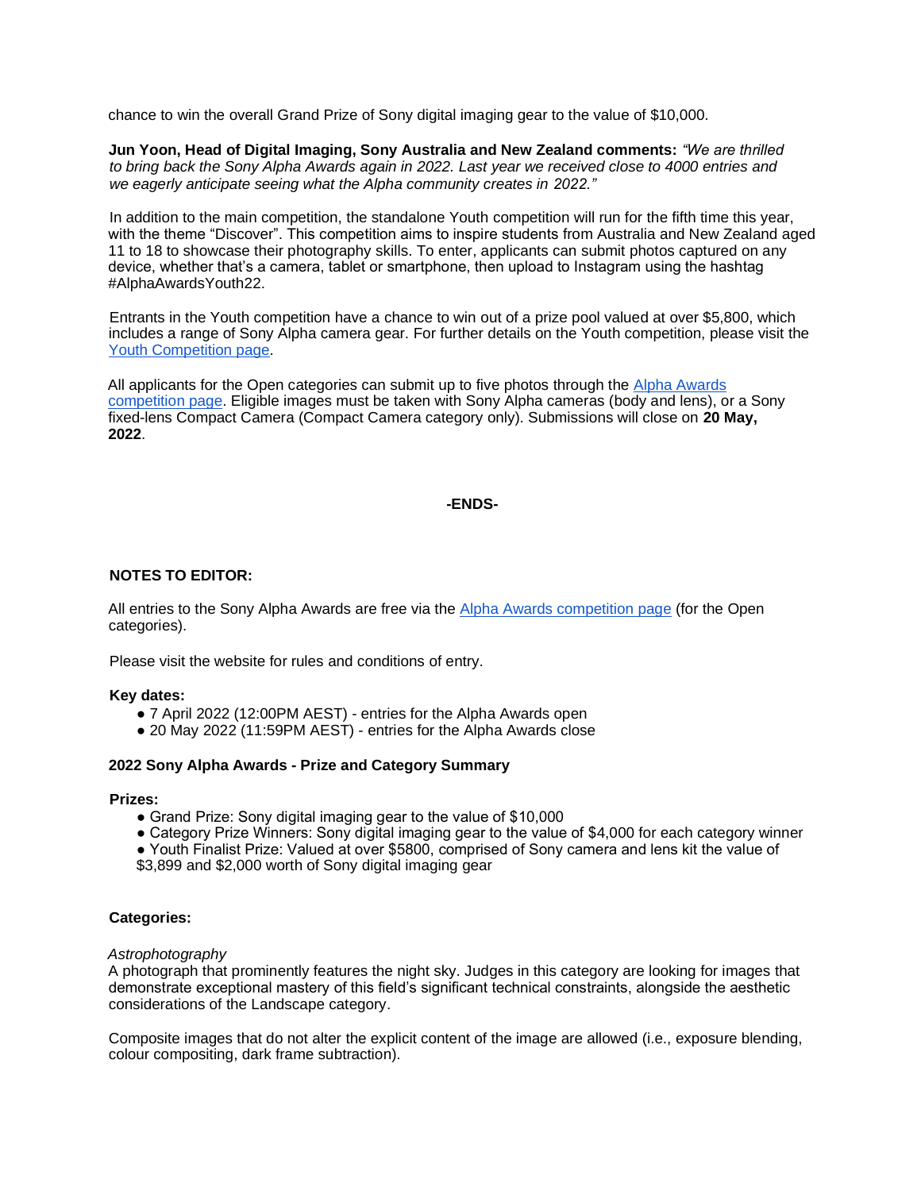chance to win the overall Grand Prize of Sony digital imaging gear to the value of $10,000.

**Jun Yoon, Head of Digital Imaging, Sony Australia and New Zealand comments:** *"We are thrilled to bring back the Sony Alpha Awards again in 2022. Last year we received close to 4000 entries and we eagerly anticipate seeing what the Alpha community creates in 2022."*

In addition to the main competition, the standalone Youth competition will run for the fifth time this year, with the theme "Discover". This competition aims to inspire students from Australia and New Zealand aged 11 to 18 to showcase their photography skills. To enter, applicants can submit photos captured on any device, whether that's a camera, tablet or smartphone, then upload to Instagram using the hashtag #AlphaAwardsYouth22.

Entrants in the Youth competition have a chance to win out of a prize pool valued at over $5,800, which includes a range of Sony Alpha camera gear. For further details on the Youth competition, please visit the Youth Competition page.

All applicants for the Open categories can submit up to five photos through the Alpha Awards competition page. Eligible images must be taken with Sony Alpha cameras (body and lens), or a Sony fixed-lens Compact Camera (Compact Camera category only). Submissions will close on **20 May, 2022**.

**-ENDS-**

**NOTES TO EDITOR:**

All entries to the Sony Alpha Awards are free via the Alpha Awards competition page (for the Open categories).

Please visit the website for rules and conditions of entry.

**Key dates:**

- 7 April 2022 (12:00PM AEST) - entries for the Alpha Awards open
- 20 May 2022 (11:59PM AEST) - entries for the Alpha Awards close

**2022 Sony Alpha Awards - Prize and Category Summary**

**Prizes:**

- Grand Prize: Sony digital imaging gear to the value of $10,000
- Category Prize Winners: Sony digital imaging gear to the value of $4,000 for each category winner
- Youth Finalist Prize: Valued at over $5800, comprised of Sony camera and lens kit the value of $3,899 and $2,000 worth of Sony digital imaging gear

**Categories:**

*Astrophotography*

A photograph that prominently features the night sky. Judges in this category are looking for images that demonstrate exceptional mastery of this field's significant technical constraints, alongside the aesthetic considerations of the Landscape category.

Composite images that do not alter the explicit content of the image are allowed (i.e., exposure blending, colour compositing, dark frame subtraction).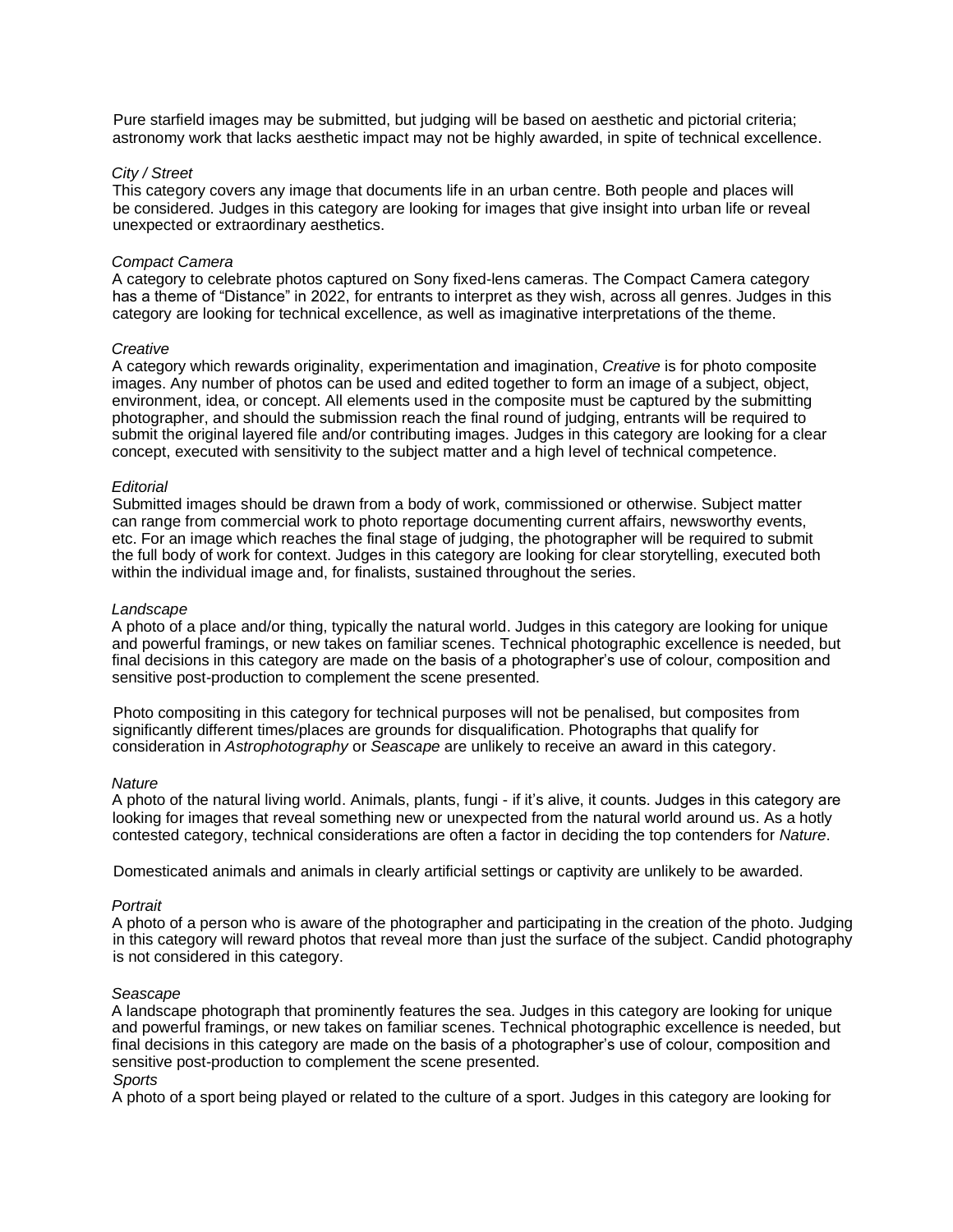Pure starfield images may be submitted, but judging will be based on aesthetic and pictorial criteria; astronomy work that lacks aesthetic impact may not be highly awarded, in spite of technical excellence.

*City / Street*

This category covers any image that documents life in an urban centre. Both people and places will be considered. Judges in this category are looking for images that give insight into urban life or reveal unexpected or extraordinary aesthetics.

*Compact Camera*

A category to celebrate photos captured on Sony fixed-lens cameras. The Compact Camera category has a theme of "Distance" in 2022, for entrants to interpret as they wish, across all genres. Judges in this category are looking for technical excellence, as well as imaginative interpretations of the theme.

*Creative*

A category which rewards originality, experimentation and imagination, *Creative* is for photo composite images. Any number of photos can be used and edited together to form an image of a subject, object, environment, idea, or concept. All elements used in the composite must be captured by the submitting photographer, and should the submission reach the final round of judging, entrants will be required to submit the original layered file and/or contributing images. Judges in this category are looking for a clear concept, executed with sensitivity to the subject matter and a high level of technical competence.

*Editorial*

Submitted images should be drawn from a body of work, commissioned or otherwise. Subject matter can range from commercial work to photo reportage documenting current affairs, newsworthy events, etc. For an image which reaches the final stage of judging, the photographer will be required to submit the full body of work for context. Judges in this category are looking for clear storytelling, executed both within the individual image and, for finalists, sustained throughout the series.

*Landscape*

A photo of a place and/or thing, typically the natural world. Judges in this category are looking for unique and powerful framings, or new takes on familiar scenes. Technical photographic excellence is needed, but final decisions in this category are made on the basis of a photographer's use of colour, composition and sensitive post-production to complement the scene presented.

Photo compositing in this category for technical purposes will not be penalised, but composites from significantly different times/places are grounds for disqualification. Photographs that qualify for consideration in *Astrophotography* or *Seascape* are unlikely to receive an award in this category.

*Nature*

A photo of the natural living world. Animals, plants, fungi - if it's alive, it counts. Judges in this category are looking for images that reveal something new or unexpected from the natural world around us. As a hotly contested category, technical considerations are often a factor in deciding the top contenders for *Nature*.

Domesticated animals and animals in clearly artificial settings or captivity are unlikely to be awarded.

*Portrait*

A photo of a person who is aware of the photographer and participating in the creation of the photo. Judging in this category will reward photos that reveal more than just the surface of the subject. Candid photography is not considered in this category.

*Seascape*

A landscape photograph that prominently features the sea. Judges in this category are looking for unique and powerful framings, or new takes on familiar scenes. Technical photographic excellence is needed, but final decisions in this category are made on the basis of a photographer's use of colour, composition and sensitive post-production to complement the scene presented.

*Sports*

A photo of a sport being played or related to the culture of a sport. Judges in this category are looking for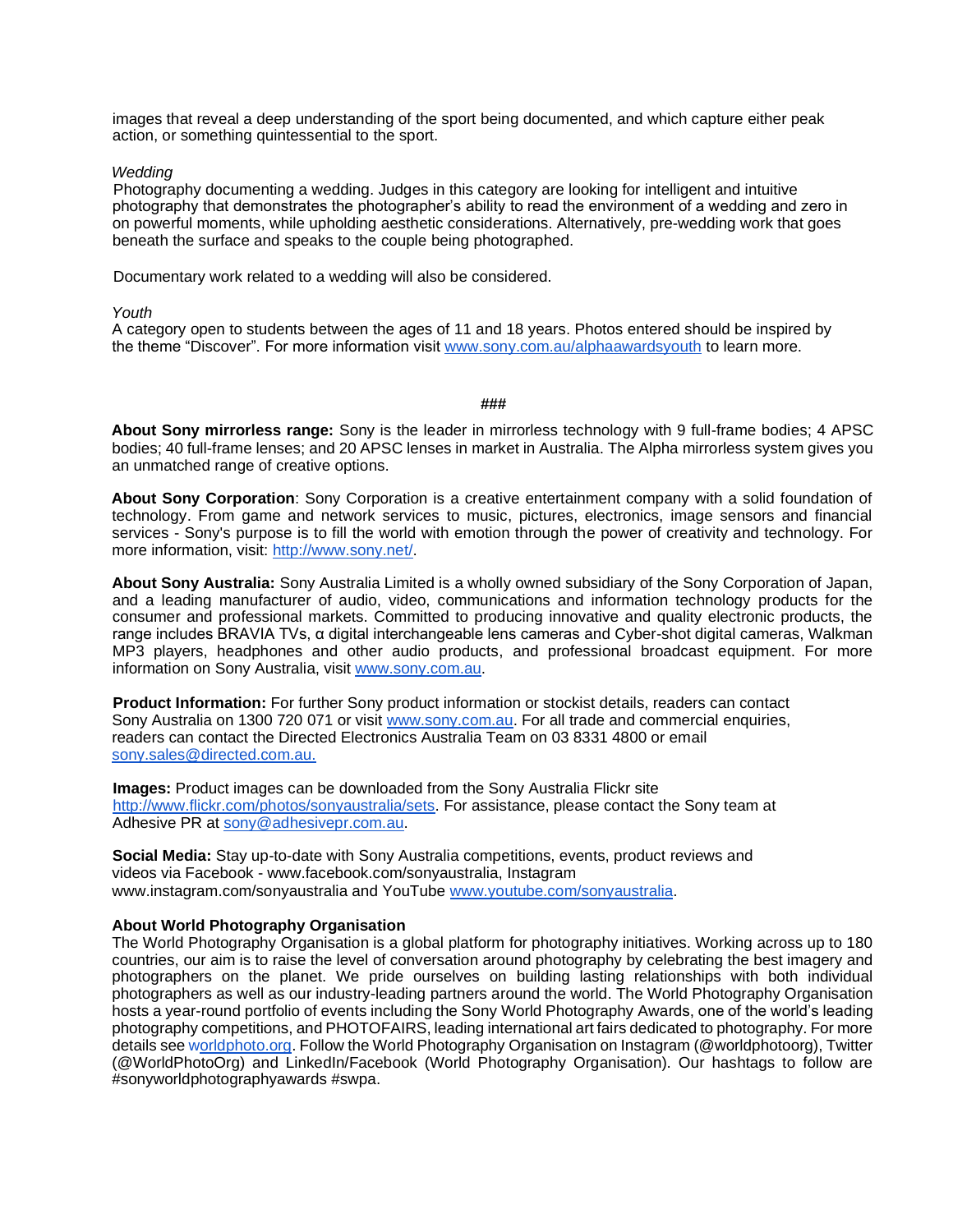images that reveal a deep understanding of the sport being documented, and which capture either peak action, or something quintessential to the sport.

*Wedding*

Photography documenting a wedding. Judges in this category are looking for intelligent and intuitive photography that demonstrates the photographer's ability to read the environment of a wedding and zero in on powerful moments, while upholding aesthetic considerations. Alternatively, pre-wedding work that goes beneath the surface and speaks to the couple being photographed.

Documentary work related to a wedding will also be considered.

*Youth*

A category open to students between the ages of 11 and 18 years. Photos entered should be inspired by the theme "Discover". For more information visit www.sony.com.au/alphaawardsyouth to learn more.

###

**About Sony mirrorless range:** Sony is the leader in mirrorless technology with 9 full-frame bodies; 4 APSC bodies; 40 full-frame lenses; and 20 APSC lenses in market in Australia. The Alpha mirrorless system gives you an unmatched range of creative options.

**About Sony Corporation**: Sony Corporation is a creative entertainment company with a solid foundation of technology. From game and network services to music, pictures, electronics, image sensors and financial services - Sony's purpose is to fill the world with emotion through the power of creativity and technology. For more information, visit: http://www.sony.net/.

**About Sony Australia:** Sony Australia Limited is a wholly owned subsidiary of the Sony Corporation of Japan, and a leading manufacturer of audio, video, communications and information technology products for the consumer and professional markets. Committed to producing innovative and quality electronic products, the range includes BRAVIA TVs, α digital interchangeable lens cameras and Cyber-shot digital cameras, Walkman MP3 players, headphones and other audio products, and professional broadcast equipment. For more information on Sony Australia, visit www.sony.com.au.

**Product Information:** For further Sony product information or stockist details, readers can contact Sony Australia on 1300 720 071 or visit www.sony.com.au. For all trade and commercial enquiries, readers can contact the Directed Electronics Australia Team on 03 8331 4800 or email sony.sales@directed.com.au.

**Images:** Product images can be downloaded from the Sony Australia Flickr site http://www.flickr.com/photos/sonyaustralia/sets. For assistance, please contact the Sony team at Adhesive PR at sony@adhesivepr.com.au.

**Social Media:** Stay up-to-date with Sony Australia competitions, events, product reviews and videos via Facebook - www.facebook.com/sonyaustralia, Instagram www.instagram.com/sonyaustralia and YouTube www.youtube.com/sonyaustralia.

**About World Photography Organisation**

The World Photography Organisation is a global platform for photography initiatives. Working across up to 180 countries, our aim is to raise the level of conversation around photography by celebrating the best imagery and photographers on the planet. We pride ourselves on building lasting relationships with both individual photographers as well as our industry-leading partners around the world. The World Photography Organisation hosts a year-round portfolio of events including the Sony World Photography Awards, one of the world's leading photography competitions, and PHOTOFAIRS, leading international art fairs dedicated to photography. For more details see worldphoto.org. Follow the World Photography Organisation on Instagram (@worldphotoorg), Twitter (@WorldPhotoOrg) and LinkedIn/Facebook (World Photography Organisation). Our hashtags to follow are #sonyworldphotographyawards #swpa.